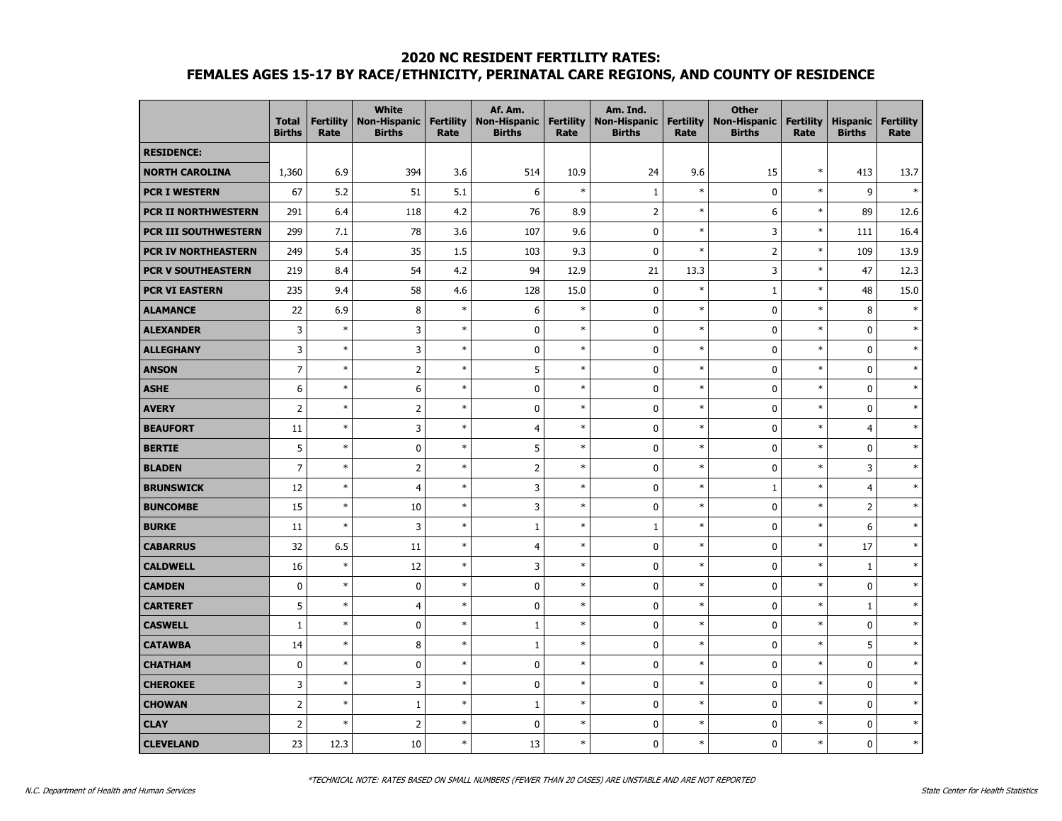# 2020 NC RESIDENT FERTILITY RATES:
## FEMALES AGES 15-17 BY RACE/ETHNICITY, PERINATAL CARE REGIONS, AND COUNTY OF RESIDENCE

| | Total Births | Fertility Rate | White Non-Hispanic Births | Fertility Rate | Af. Am. Non-Hispanic Births | Fertility Rate | Am. Ind. Non-Hispanic Births | Fertility Rate | Other Non-Hispanic Births | Fertility Rate | Hispanic Births | Fertility Rate |
|---|---|---|---|---|---|---|---|---|---|---|---|---|
| **RESIDENCE:** | | | | | | | | | | | | |
| **NORTH CAROLINA** | 1,360 | 6.9 | 394 | 3.6 | 514 | 10.9 | 24 | 9.6 | 15 | * | 413 | 13.7 |
| **PCR I WESTERN** | 67 | 5.2 | 51 | 5.1 | 6 | * | 1 | * | 0 | * | 9 | * |
| **PCR II NORTHWESTERN** | 291 | 6.4 | 118 | 4.2 | 76 | 8.9 | 2 | * | 6 | * | 89 | 12.6 |
| **PCR III SOUTHWESTERN** | 299 | 7.1 | 78 | 3.6 | 107 | 9.6 | 0 | * | 3 | * | 111 | 16.4 |
| **PCR IV NORTHEASTERN** | 249 | 5.4 | 35 | 1.5 | 103 | 9.3 | 0 | * | 2 | * | 109 | 13.9 |
| **PCR V SOUTHEASTERN** | 219 | 8.4 | 54 | 4.2 | 94 | 12.9 | 21 | 13.3 | 3 | * | 47 | 12.3 |
| **PCR VI EASTERN** | 235 | 9.4 | 58 | 4.6 | 128 | 15.0 | 0 | * | 1 | * | 48 | 15.0 |
| **ALAMANCE** | 22 | 6.9 | 8 | * | 6 | * | 0 | * | 0 | * | 8 | * |
| **ALEXANDER** | 3 | * | 3 | * | 0 | * | 0 | * | 0 | * | 0 | * |
| **ALLEGHANY** | 3 | * | 3 | * | 0 | * | 0 | * | 0 | * | 0 | * |
| **ANSON** | 7 | * | 2 | * | 5 | * | 0 | * | 0 | * | 0 | * |
| **ASHE** | 6 | * | 6 | * | 0 | * | 0 | * | 0 | * | 0 | * |
| **AVERY** | 2 | * | 2 | * | 0 | * | 0 | * | 0 | * | 0 | * |
| **BEAUFORT** | 11 | * | 3 | * | 4 | * | 0 | * | 0 | * | 4 | * |
| **BERTIE** | 5 | * | 0 | * | 5 | * | 0 | * | 0 | * | 0 | * |
| **BLADEN** | 7 | * | 2 | * | 2 | * | 0 | * | 0 | * | 3 | * |
| **BRUNSWICK** | 12 | * | 4 | * | 3 | * | 0 | * | 1 | * | 4 | * |
| **BUNCOMBE** | 15 | * | 10 | * | 3 | * | 0 | * | 0 | * | 2 | * |
| **BURKE** | 11 | * | 3 | * | 1 | * | 1 | * | 0 | * | 6 | * |
| **CABARRUS** | 32 | 6.5 | 11 | * | 4 | * | 0 | * | 0 | * | 17 | * |
| **CALDWELL** | 16 | * | 12 | * | 3 | * | 0 | * | 0 | * | 1 | * |
| **CAMDEN** | 0 | * | 0 | * | 0 | * | 0 | * | 0 | * | 0 | * |
| **CARTERET** | 5 | * | 4 | * | 0 | * | 0 | * | 0 | * | 1 | * |
| **CASWELL** | 1 | * | 0 | * | 1 | * | 0 | * | 0 | * | 0 | * |
| **CATAWBA** | 14 | * | 8 | * | 1 | * | 0 | * | 0 | * | 5 | * |
| **CHATHAM** | 0 | * | 0 | * | 0 | * | 0 | * | 0 | * | 0 | * |
| **CHEROKEE** | 3 | * | 3 | * | 0 | * | 0 | * | 0 | * | 0 | * |
| **CHOWAN** | 2 | * | 1 | * | 1 | * | 0 | * | 0 | * | 0 | * |
| **CLAY** | 2 | * | 2 | * | 0 | * | 0 | * | 0 | * | 0 | * |
| **CLEVELAND** | 23 | 12.3 | 10 | * | 13 | * | 0 | * | 0 | * | 0 | * |

*TECHNICAL NOTE: RATES BASED ON SMALL NUMBERS (FEWER THAN 20 CASES) ARE UNSTABLE AND ARE NOT REPORTED

N.C. Department of Health and Human Services

State Center for Health Statistics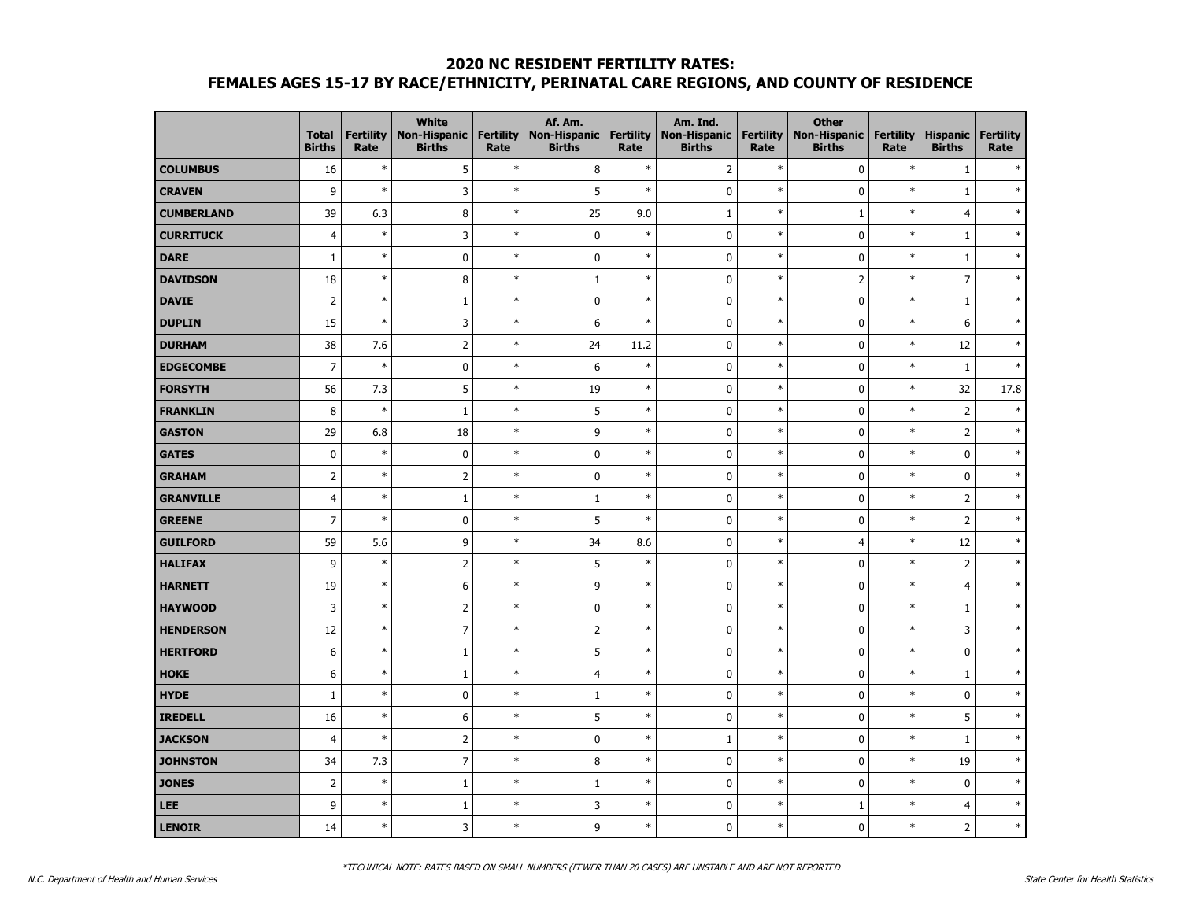## 2020 NC RESIDENT FERTILITY RATES:
## FEMALES AGES 15-17 BY RACE/ETHNICITY, PERINATAL CARE REGIONS, AND COUNTY OF RESIDENCE

| | Total Births | Fertility Rate | White Non-Hispanic Births | Fertility Rate | Af. Am. Non-Hispanic Births | Fertility Rate | Am. Ind. Non-Hispanic Births | Fertility Rate | Other Non-Hispanic Births | Fertility Rate | Hispanic Births | Fertility Rate |
|---|---|---|---|---|---|---|---|---|---|---|---|---|
| **COLUMBUS** | 16 | * | 5 | * | 8 | * | 2 | * | 0 | * | 1 | * |
| **CRAVEN** | 9 | * | 3 | * | 5 | * | 0 | * | 0 | * | 1 | * |
| **CUMBERLAND** | 39 | 6.3 | 8 | * | 25 | 9.0 | 1 | * | 1 | * | 4 | * |
| **CURRITUCK** | 4 | * | 3 | * | 0 | * | 0 | * | 0 | * | 1 | * |
| **DARE** | 1 | * | 0 | * | 0 | * | 0 | * | 0 | * | 1 | * |
| **DAVIDSON** | 18 | * | 8 | * | 1 | * | 0 | * | 2 | * | 7 | * |
| **DAVIE** | 2 | * | 1 | * | 0 | * | 0 | * | 0 | * | 1 | * |
| **DUPLIN** | 15 | * | 3 | * | 6 | * | 0 | * | 0 | * | 6 | * |
| **DURHAM** | 38 | 7.6 | 2 | * | 24 | 11.2 | 0 | * | 0 | * | 12 | * |
| **EDGECOMBE** | 7 | * | 0 | * | 6 | * | 0 | * | 0 | * | 1 | * |
| **FORSYTH** | 56 | 7.3 | 5 | * | 19 | * | 0 | * | 0 | * | 32 | 17.8 |
| **FRANKLIN** | 8 | * | 1 | * | 5 | * | 0 | * | 0 | * | 2 | * |
| **GASTON** | 29 | 6.8 | 18 | * | 9 | * | 0 | * | 0 | * | 2 | * |
| **GATES** | 0 | * | 0 | * | 0 | * | 0 | * | 0 | * | 0 | * |
| **GRAHAM** | 2 | * | 2 | * | 0 | * | 0 | * | 0 | * | 0 | * |
| **GRANVILLE** | 4 | * | 1 | * | 1 | * | 0 | * | 0 | * | 2 | * |
| **GREENE** | 7 | * | 0 | * | 5 | * | 0 | * | 0 | * | 2 | * |
| **GUILFORD** | 59 | 5.6 | 9 | * | 34 | 8.6 | 0 | * | 4 | * | 12 | * |
| **HALIFAX** | 9 | * | 2 | * | 5 | * | 0 | * | 0 | * | 2 | * |
| **HARNETT** | 19 | * | 6 | * | 9 | * | 0 | * | 0 | * | 4 | * |
| **HAYWOOD** | 3 | * | 2 | * | 0 | * | 0 | * | 0 | * | 1 | * |
| **HENDERSON** | 12 | * | 7 | * | 2 | * | 0 | * | 0 | * | 3 | * |
| **HERTFORD** | 6 | * | 1 | * | 5 | * | 0 | * | 0 | * | 0 | * |
| **HOKE** | 6 | * | 1 | * | 4 | * | 0 | * | 0 | * | 1 | * |
| **HYDE** | 1 | * | 0 | * | 1 | * | 0 | * | 0 | * | 0 | * |
| **IREDELL** | 16 | * | 6 | * | 5 | * | 0 | * | 0 | * | 5 | * |
| **JACKSON** | 4 | * | 2 | * | 0 | * | 1 | * | 0 | * | 1 | * |
| **JOHNSTON** | 34 | 7.3 | 7 | * | 8 | * | 0 | * | 0 | * | 19 | * |
| **JONES** | 2 | * | 1 | * | 1 | * | 0 | * | 0 | * | 0 | * |
| **LEE** | 9 | * | 1 | * | 3 | * | 0 | * | 1 | * | 4 | * |
| **LENOIR** | 14 | * | 3 | * | 9 | * | 0 | * | 0 | * | 2 | * |

*TECHNICAL NOTE: RATES BASED ON SMALL NUMBERS (FEWER THAN 20 CASES) ARE UNSTABLE AND ARE NOT REPORTED

N.C. Department of Health and Human Services | State Center for Health Statistics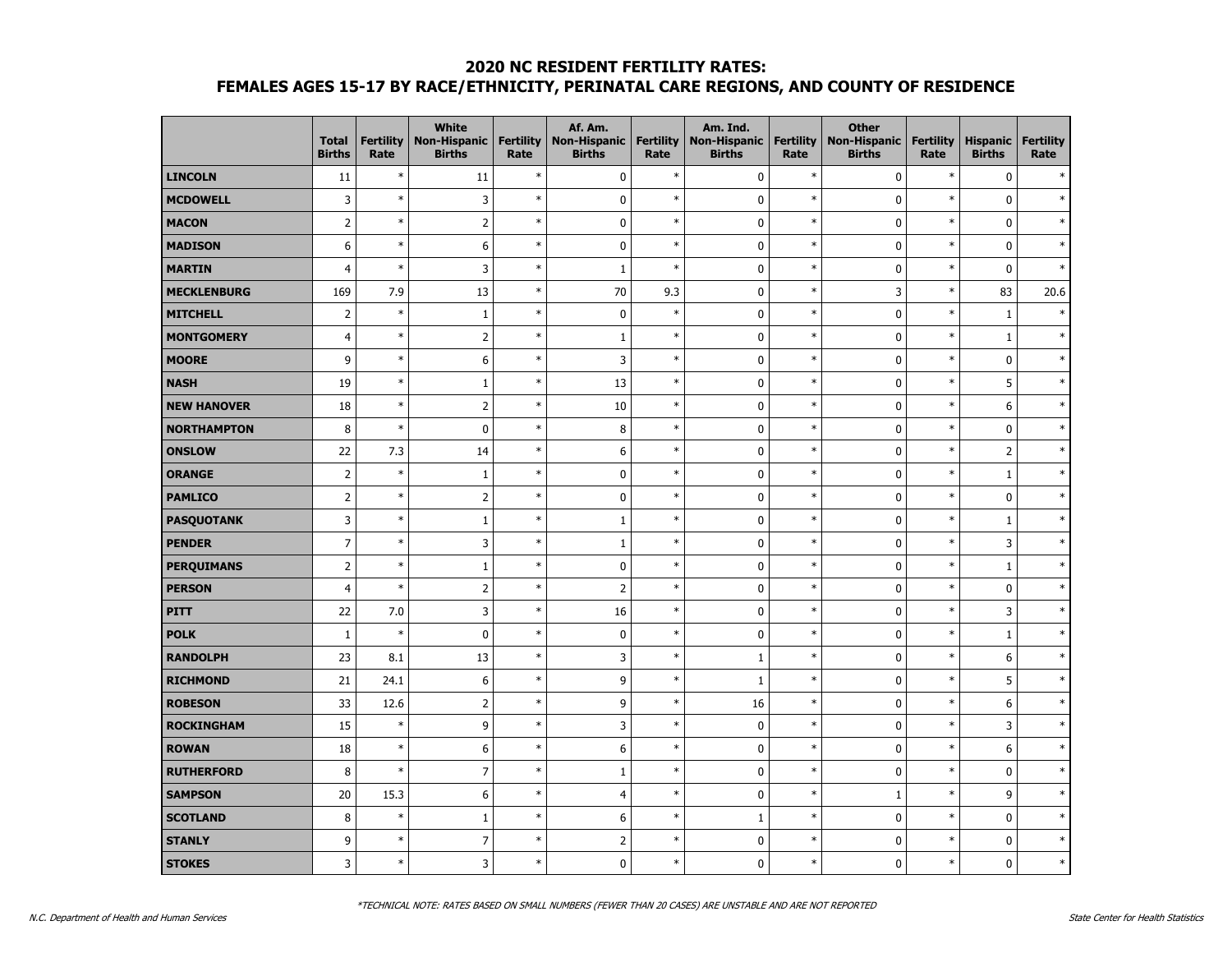# 2020 NC RESIDENT FERTILITY RATES:
## FEMALES AGES 15-17 BY RACE/ETHNICITY, PERINATAL CARE REGIONS, AND COUNTY OF RESIDENCE

| | Total Births | Fertility Rate | White Non-Hispanic Births | Fertility Rate | Af. Am. Non-Hispanic Births | Fertility Rate | Am. Ind. Non-Hispanic Births | Fertility Rate | Other Non-Hispanic Births | Fertility Rate | Hispanic Births | Fertility Rate |
|---|---|---|---|---|---|---|---|---|---|---|---|---|
| **LINCOLN** | 11 | * | 11 | * | 0 | * | 0 | * | 0 | * | 0 | * |
| **MCDOWELL** | 3 | * | 3 | * | 0 | * | 0 | * | 0 | * | 0 | * |
| **MACON** | 2 | * | 2 | * | 0 | * | 0 | * | 0 | * | 0 | * |
| **MADISON** | 6 | * | 6 | * | 0 | * | 0 | * | 0 | * | 0 | * |
| **MARTIN** | 4 | * | 3 | * | 1 | * | 0 | * | 0 | * | 0 | * |
| **MECKLENBURG** | 169 | 7.9 | 13 | * | 70 | 9.3 | 0 | * | 3 | * | 83 | 20.6 |
| **MITCHELL** | 2 | * | 1 | * | 0 | * | 0 | * | 0 | * | 1 | * |
| **MONTGOMERY** | 4 | * | 2 | * | 1 | * | 0 | * | 0 | * | 1 | * |
| **MOORE** | 9 | * | 6 | * | 3 | * | 0 | * | 0 | * | 0 | * |
| **NASH** | 19 | * | 1 | * | 13 | * | 0 | * | 0 | * | 5 | * |
| **NEW HANOVER** | 18 | * | 2 | * | 10 | * | 0 | * | 0 | * | 6 | * |
| **NORTHAMPTON** | 8 | * | 0 | * | 8 | * | 0 | * | 0 | * | 0 | * |
| **ONSLOW** | 22 | 7.3 | 14 | * | 6 | * | 0 | * | 0 | * | 2 | * |
| **ORANGE** | 2 | * | 1 | * | 0 | * | 0 | * | 0 | * | 1 | * |
| **PAMLICO** | 2 | * | 2 | * | 0 | * | 0 | * | 0 | * | 0 | * |
| **PASQUOTANK** | 3 | * | 1 | * | 1 | * | 0 | * | 0 | * | 1 | * |
| **PENDER** | 7 | * | 3 | * | 1 | * | 0 | * | 0 | * | 3 | * |
| **PERQUIMANS** | 2 | * | 1 | * | 0 | * | 0 | * | 0 | * | 1 | * |
| **PERSON** | 4 | * | 2 | * | 2 | * | 0 | * | 0 | * | 0 | * |
| **PITT** | 22 | 7.0 | 3 | * | 16 | * | 0 | * | 0 | * | 3 | * |
| **POLK** | 1 | * | 0 | * | 0 | * | 0 | * | 0 | * | 1 | * |
| **RANDOLPH** | 23 | 8.1 | 13 | * | 3 | * | 1 | * | 0 | * | 6 | * |
| **RICHMOND** | 21 | 24.1 | 6 | * | 9 | * | 1 | * | 0 | * | 5 | * |
| **ROBESON** | 33 | 12.6 | 2 | * | 9 | * | 16 | * | 0 | * | 6 | * |
| **ROCKINGHAM** | 15 | * | 9 | * | 3 | * | 0 | * | 0 | * | 3 | * |
| **ROWAN** | 18 | * | 6 | * | 6 | * | 0 | * | 0 | * | 6 | * |
| **RUTHERFORD** | 8 | * | 7 | * | 1 | * | 0 | * | 0 | * | 0 | * |
| **SAMPSON** | 20 | 15.3 | 6 | * | 4 | * | 0 | * | 1 | * | 9 | * |
| **SCOTLAND** | 8 | * | 1 | * | 6 | * | 1 | * | 0 | * | 0 | * |
| **STANLY** | 9 | * | 7 | * | 2 | * | 0 | * | 0 | * | 0 | * |
| **STOKES** | 3 | * | 3 | * | 0 | * | 0 | * | 0 | * | 0 | * |

*TECHNICAL NOTE: RATES BASED ON SMALL NUMBERS (FEWER THAN 20 CASES) ARE UNSTABLE AND ARE NOT REPORTED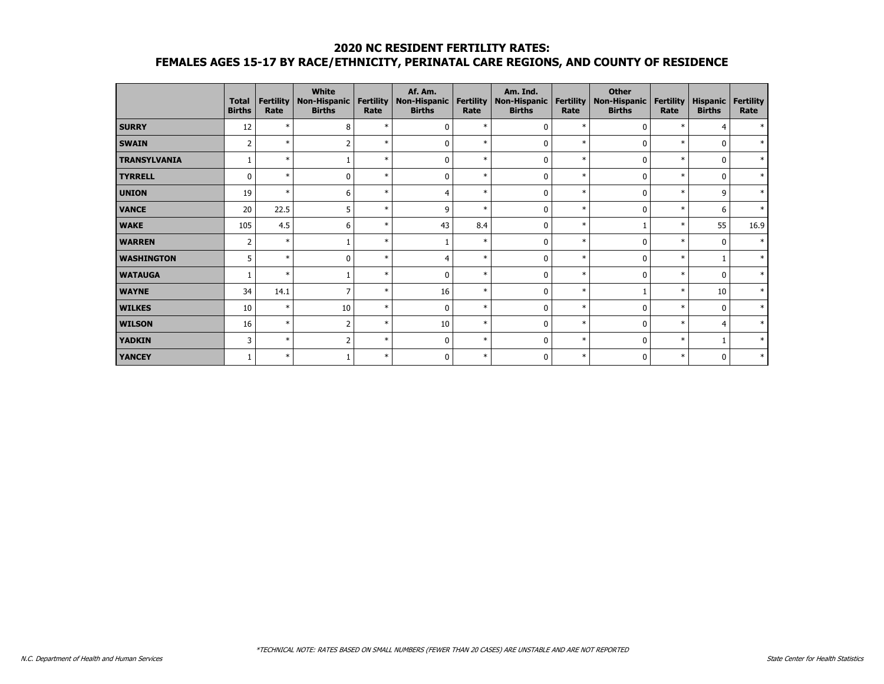## 2020 NC RESIDENT FERTILITY RATES: FEMALES AGES 15-17 BY RACE/ETHNICITY, PERINATAL CARE REGIONS, AND COUNTY OF RESIDENCE

| | Total Births | Fertility Rate | White Non-Hispanic Births | Fertility Rate | Af. Am. Non-Hispanic Births | Fertility Rate | Am. Ind. Non-Hispanic Births | Fertility Rate | Other Non-Hispanic Births | Fertility Rate | Hispanic Births | Fertility Rate |
|---|---|---|---|---|---|---|---|---|---|---|---|---|
| **SURRY** | 12 | * | 8 | * | 0 | * | 0 | * | 0 | * | 4 | * |
| **SWAIN** | 2 | * | 2 | * | 0 | * | 0 | * | 0 | * | 0 | * |
| **TRANSYLVANIA** | 1 | * | 1 | * | 0 | * | 0 | * | 0 | * | 0 | * |
| **TYRRELL** | 0 | * | 0 | * | 0 | * | 0 | * | 0 | * | 0 | * |
| **UNION** | 19 | * | 6 | * | 4 | * | 0 | * | 0 | * | 9 | * |
| **VANCE** | 20 | 22.5 | 5 | * | 9 | * | 0 | * | 0 | * | 6 | * |
| **WAKE** | 105 | 4.5 | 6 | * | 43 | 8.4 | 0 | * | 1 | * | 55 | 16.9 |
| **WARREN** | 2 | * | 1 | * | 1 | * | 0 | * | 0 | * | 0 | * |
| **WASHINGTON** | 5 | * | 0 | * | 4 | * | 0 | * | 0 | * | 1 | * |
| **WATAUGA** | 1 | * | 1 | * | 0 | * | 0 | * | 0 | * | 0 | * |
| **WAYNE** | 34 | 14.1 | 7 | * | 16 | * | 0 | * | 1 | * | 10 | * |
| **WILKES** | 10 | * | 10 | * | 0 | * | 0 | * | 0 | * | 0 | * |
| **WILSON** | 16 | * | 2 | * | 10 | * | 0 | * | 0 | * | 4 | * |
| **YADKIN** | 3 | * | 2 | * | 0 | * | 0 | * | 0 | * | 1 | * |
| **YANCEY** | 1 | * | 1 | * | 0 | * | 0 | * | 0 | * | 0 | * |

*TECHNICAL NOTE: RATES BASED ON SMALL NUMBERS (FEWER THAN 20 CASES) ARE UNSTABLE AND ARE NOT REPORTED